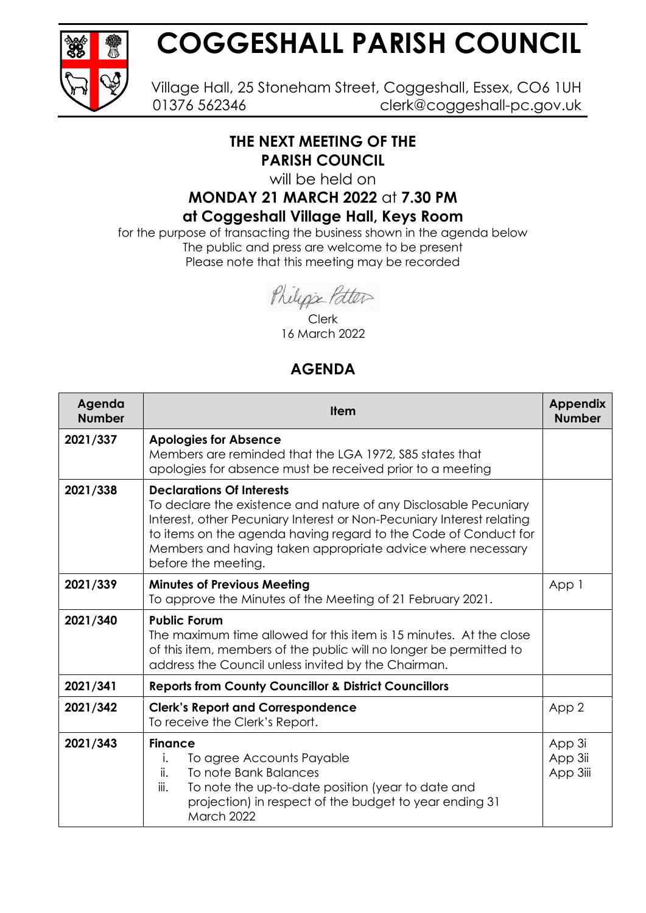# COGGESHALL PARISH COUNCIL

Village Hall, 25 Stoneham Street, Coggeshall, Essex, CO6 1UH
01376 562346 clerk@coggeshall-pc.gov.uk

## THE NEXT MEETING OF THE PARISH COUNCIL

will be held on

**MONDAY 21 MARCH 2022** at **7.30 PM**

**at Coggeshall Village Hall, Keys Room**

for the purpose of transacting the business shown in the agenda below
The public and press are welcome to be present
Please note that this meeting may be recorded

Philippa Potter

Clerk
16 March 2022

## AGENDA

| Agenda Number | Item | Appendix Number |
| --- | --- | --- |
| 2021/337 | **Apologies for Absence**<br>Members are reminded that the LGA 1972, S85 states that apologies for absence must be received prior to a meeting | |
| 2021/338 | **Declarations Of Interests**<br>To declare the existence and nature of any Disclosable Pecuniary Interest, other Pecuniary Interest or Non-Pecuniary Interest relating to items on the agenda having regard to the Code of Conduct for Members and having taken appropriate advice where necessary before the meeting. | |
| 2021/339 | **Minutes of Previous Meeting**<br>To approve the Minutes of the Meeting of 21 February 2021. | App 1 |
| 2021/340 | **Public Forum**<br>The maximum time allowed for this item is 15 minutes. At the close of this item, members of the public will no longer be permitted to address the Council unless invited by the Chairman. | |
| 2021/341 | **Reports from County Councillor & District Councillors** | |
| 2021/342 | **Clerk's Report and Correspondence**<br>To receive the Clerk's Report. | App 2 |
| 2021/343 | **Finance**<br>i. To agree Accounts Payable<br>ii. To note Bank Balances<br>iii. To note the up-to-date position (year to date and projection) in respect of the budget to year ending 31 March 2022 | App 3i<br>App 3ii<br>App 3iii |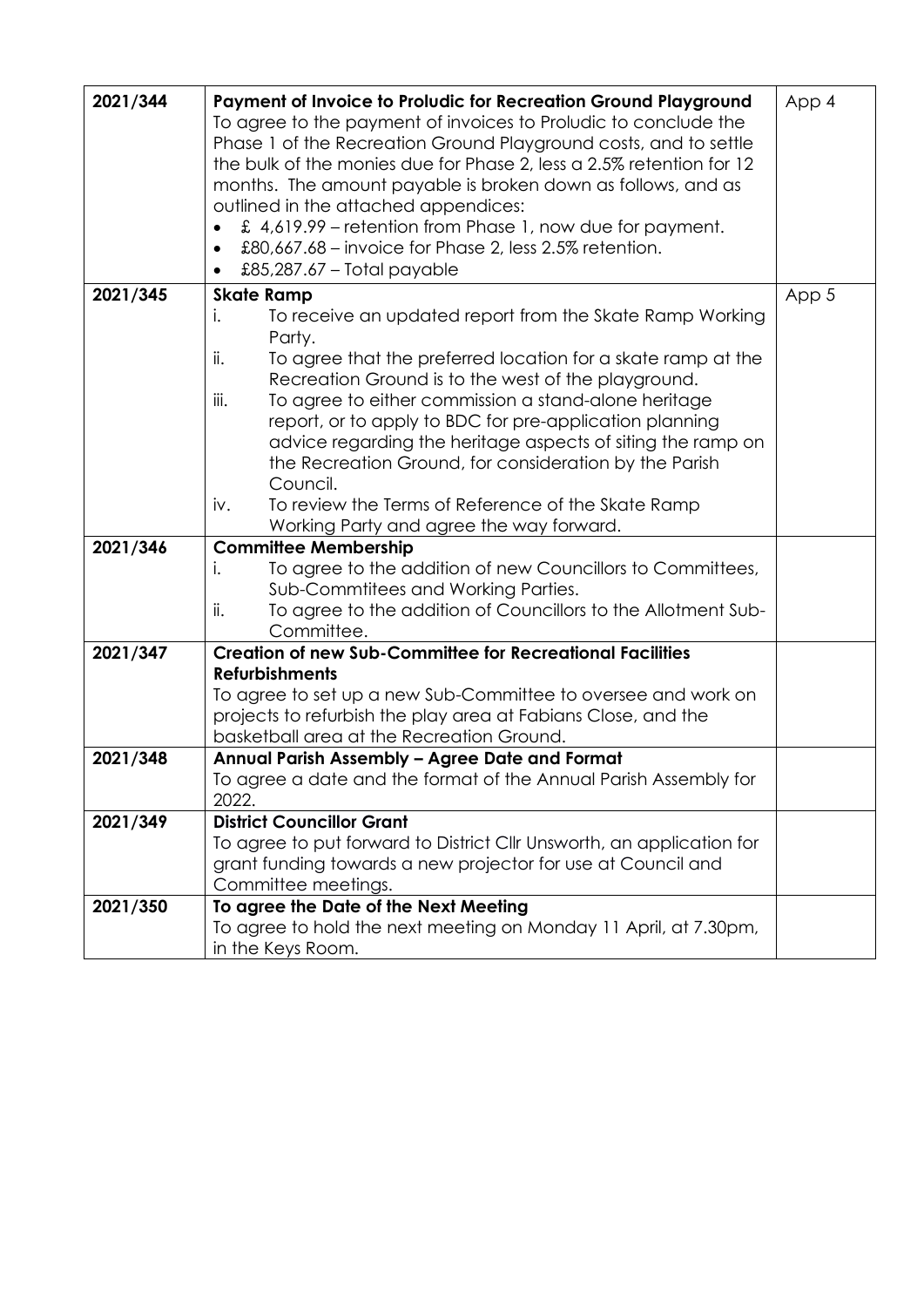| | | |
|---|---|---|
| 2021/344 | **Payment of Invoice to Proludic for Recreation Ground Playground**<br>To agree to the payment of invoices to Proludic to conclude the Phase 1 of the Recreation Ground Playground costs, and to settle the bulk of the monies due for Phase 2, less a 2.5% retention for 12 months. The amount payable is broken down as follows, and as outlined in the attached appendices:<br>• £ 4,619.99 – retention from Phase 1, now due for payment.<br>• £80,667.68 – invoice for Phase 2, less 2.5% retention.<br>• £85,287.67 – Total payable | App 4 |
| 2021/345 | **Skate Ramp**<br>i. To receive an updated report from the Skate Ramp Working Party.<br>ii. To agree that the preferred location for a skate ramp at the Recreation Ground is to the west of the playground.<br>iii. To agree to either commission a stand-alone heritage report, or to apply to BDC for pre-application planning advice regarding the heritage aspects of siting the ramp on the Recreation Ground, for consideration by the Parish Council.<br>iv. To review the Terms of Reference of the Skate Ramp Working Party and agree the way forward. | App 5 |
| 2021/346 | **Committee Membership**<br>i. To agree to the addition of new Councillors to Committees, Sub-Commtitees and Working Parties.<br>ii. To agree to the addition of Councillors to the Allotment Sub-Committee. | |
| 2021/347 | **Creation of new Sub-Committee for Recreational Facilities Refurbishments**<br>To agree to set up a new Sub-Committee to oversee and work on projects to refurbish the play area at Fabians Close, and the basketball area at the Recreation Ground. | |
| 2021/348 | **Annual Parish Assembly – Agree Date and Format**<br>To agree a date and the format of the Annual Parish Assembly for 2022. | |
| 2021/349 | **District Councillor Grant**<br>To agree to put forward to District Cllr Unsworth, an application for grant funding towards a new projector for use at Council and Committee meetings. | |
| 2021/350 | **To agree the Date of the Next Meeting**<br>To agree to hold the next meeting on Monday 11 April, at 7.30pm, in the Keys Room. | |